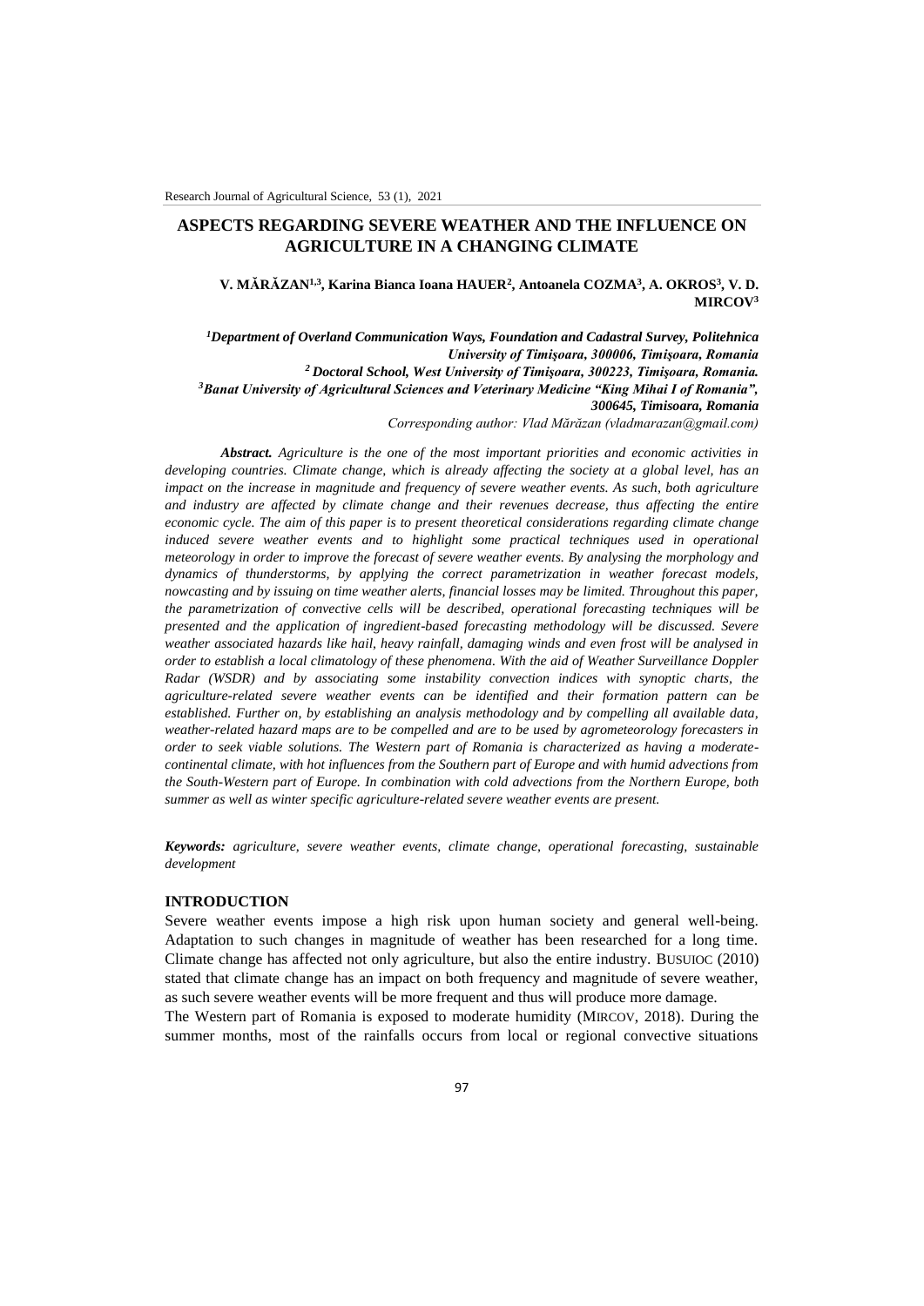# ASPECTS REGARDING SEVERE WEATHER AND THE INFLUENCE ON AGRICULTURE IN A CHANGING CLIMATE

**V. MĂRĂZAN[1,3], Karina Bianca Ioana HAUER[2], Antoanela COZMA[3], A. OKROS[3], V. D. MIRCOV[3]**

*[1]Department of Overland Communication Ways, Foundation and Cadastral Survey, Politehnica University of Timişoara, 300006, Timişoara, Romania*
*[2] Doctoral School, West University of Timişoara, 300223, Timişoara, Romania.*
*[3]Banat University of Agricultural Sciences and Veterinary Medicine "King Mihai I of Romania", 300645, Timisoara, Romania*
*Corresponding author: Vlad Mărăzan (vladmarazan@gmail.com)*

***Abstract.*** *Agriculture is the one of the most important priorities and economic activities in developing countries. Climate change, which is already affecting the society at a global level, has an impact on the increase in magnitude and frequency of severe weather events. As such, both agriculture and industry are affected by climate change and their revenues decrease, thus affecting the entire economic cycle. The aim of this paper is to present theoretical considerations regarding climate change induced severe weather events and to highlight some practical techniques used in operational meteorology in order to improve the forecast of severe weather events. By analysing the morphology and dynamics of thunderstorms, by applying the correct parametrization in weather forecast models, nowcasting and by issuing on time weather alerts, financial losses may be limited. Throughout this paper, the parametrization of convective cells will be described, operational forecasting techniques will be presented and the application of ingredient-based forecasting methodology will be discussed. Severe weather associated hazards like hail, heavy rainfall, damaging winds and even frost will be analysed in order to establish a local climatology of these phenomena. With the aid of Weather Surveillance Doppler Radar (WSDR) and by associating some instability convection indices with synoptic charts, the agriculture-related severe weather events can be identified and their formation pattern can be established. Further on, by establishing an analysis methodology and by compelling all available data, weather-related hazard maps are to be compelled and are to be used by agrometeorology forecasters in order to seek viable solutions. The Western part of Romania is characterized as having a moderate-continental climate, with hot influences from the Southern part of Europe and with humid advections from the South-Western part of Europe. In combination with cold advections from the Northern Europe, both summer as well as winter specific agriculture-related severe weather events are present.*

***Keywords:*** *agriculture, severe weather events, climate change, operational forecasting, sustainable development*

## INTRODUCTION

Severe weather events impose a high risk upon human society and general well-being. Adaptation to such changes in magnitude of weather has been researched for a long time. Climate change has affected not only agriculture, but also the entire industry. BUSUIOC (2010) stated that climate change has an impact on both frequency and magnitude of severe weather, as such severe weather events will be more frequent and thus will produce more damage.

The Western part of Romania is exposed to moderate humidity (MIRCOV, 2018). During the summer months, most of the rainfalls occurs from local or regional convective situations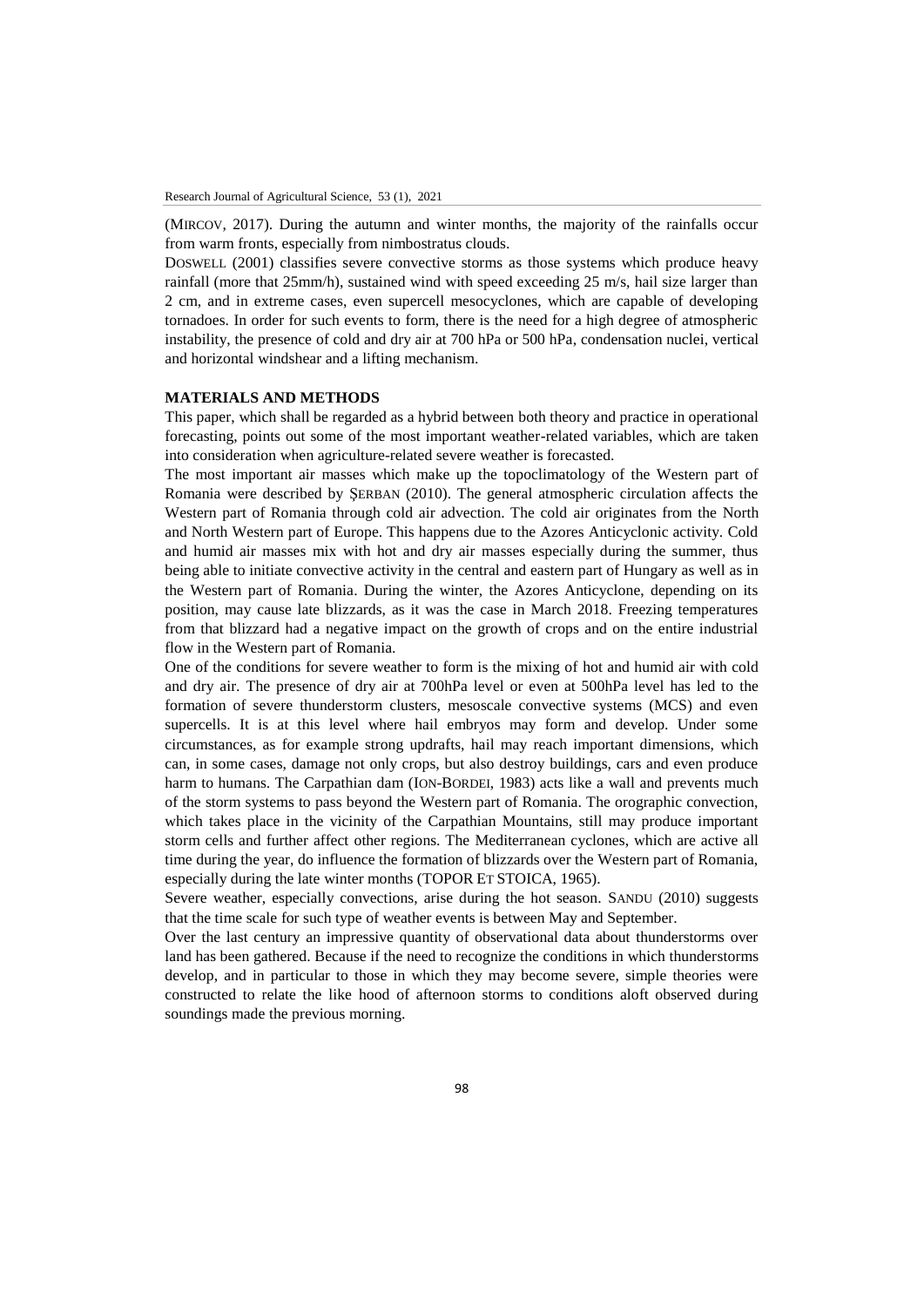(MIRCOV, 2017). During the autumn and winter months, the majority of the rainfalls occur from warm fronts, especially from nimbostratus clouds.

DOSWELL (2001) classifies severe convective storms as those systems which produce heavy rainfall (more that 25mm/h), sustained wind with speed exceeding 25 m/s, hail size larger than 2 cm, and in extreme cases, even supercell mesocyclones, which are capable of developing tornadoes. In order for such events to form, there is the need for a high degree of atmospheric instability, the presence of cold and dry air at 700 hPa or 500 hPa, condensation nuclei, vertical and horizontal windshear and a lifting mechanism.

## MATERIALS AND METHODS

This paper, which shall be regarded as a hybrid between both theory and practice in operational forecasting, points out some of the most important weather-related variables, which are taken into consideration when agriculture-related severe weather is forecasted.

The most important air masses which make up the topoclimatology of the Western part of Romania were described by ŞERBAN (2010). The general atmospheric circulation affects the Western part of Romania through cold air advection. The cold air originates from the North and North Western part of Europe. This happens due to the Azores Anticyclonic activity. Cold and humid air masses mix with hot and dry air masses especially during the summer, thus being able to initiate convective activity in the central and eastern part of Hungary as well as in the Western part of Romania. During the winter, the Azores Anticyclone, depending on its position, may cause late blizzards, as it was the case in March 2018. Freezing temperatures from that blizzard had a negative impact on the growth of crops and on the entire industrial flow in the Western part of Romania.

One of the conditions for severe weather to form is the mixing of hot and humid air with cold and dry air. The presence of dry air at 700hPa level or even at 500hPa level has led to the formation of severe thunderstorm clusters, mesoscale convective systems (MCS) and even supercells. It is at this level where hail embryos may form and develop. Under some circumstances, as for example strong updrafts, hail may reach important dimensions, which can, in some cases, damage not only crops, but also destroy buildings, cars and even produce harm to humans. The Carpathian dam (ION-BORDEI, 1983) acts like a wall and prevents much of the storm systems to pass beyond the Western part of Romania. The orographic convection, which takes place in the vicinity of the Carpathian Mountains, still may produce important storm cells and further affect other regions. The Mediterranean cyclones, which are active all time during the year, do influence the formation of blizzards over the Western part of Romania, especially during the late winter months (TOPOR ET STOICA, 1965).

Severe weather, especially convections, arise during the hot season. SANDU (2010) suggests that the time scale for such type of weather events is between May and September.

Over the last century an impressive quantity of observational data about thunderstorms over land has been gathered. Because if the need to recognize the conditions in which thunderstorms develop, and in particular to those in which they may become severe, simple theories were constructed to relate the like hood of afternoon storms to conditions aloft observed during soundings made the previous morning.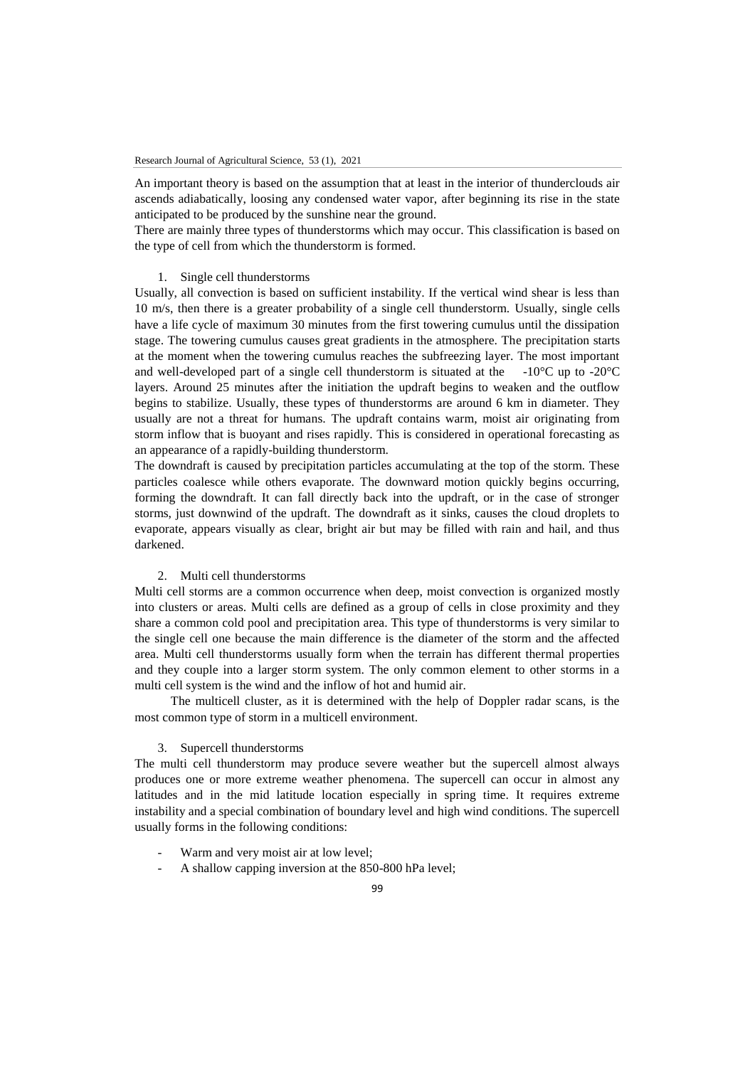An important theory is based on the assumption that at least in the interior of thunderclouds air ascends adiabatically, loosing any condensed water vapor, after beginning its rise in the state anticipated to be produced by the sunshine near the ground.

There are mainly three types of thunderstorms which may occur. This classification is based on the type of cell from which the thunderstorm is formed.

1. Single cell thunderstorms

Usually, all convection is based on sufficient instability. If the vertical wind shear is less than 10 m/s, then there is a greater probability of a single cell thunderstorm. Usually, single cells have a life cycle of maximum 30 minutes from the first towering cumulus until the dissipation stage. The towering cumulus causes great gradients in the atmosphere. The precipitation starts at the moment when the towering cumulus reaches the subfreezing layer. The most important and well-developed part of a single cell thunderstorm is situated at the -10°C up to -20°C layers. Around 25 minutes after the initiation the updraft begins to weaken and the outflow begins to stabilize. Usually, these types of thunderstorms are around 6 km in diameter. They usually are not a threat for humans. The updraft contains warm, moist air originating from storm inflow that is buoyant and rises rapidly. This is considered in operational forecasting as an appearance of a rapidly-building thunderstorm.

The downdraft is caused by precipitation particles accumulating at the top of the storm. These particles coalesce while others evaporate. The downward motion quickly begins occurring, forming the downdraft. It can fall directly back into the updraft, or in the case of stronger storms, just downwind of the updraft. The downdraft as it sinks, causes the cloud droplets to evaporate, appears visually as clear, bright air but may be filled with rain and hail, and thus darkened.

2. Multi cell thunderstorms

Multi cell storms are a common occurrence when deep, moist convection is organized mostly into clusters or areas. Multi cells are defined as a group of cells in close proximity and they share a common cold pool and precipitation area. This type of thunderstorms is very similar to the single cell one because the main difference is the diameter of the storm and the affected area. Multi cell thunderstorms usually form when the terrain has different thermal properties and they couple into a larger storm system. The only common element to other storms in a multi cell system is the wind and the inflow of hot and humid air.

The multicell cluster, as it is determined with the help of Doppler radar scans, is the most common type of storm in a multicell environment.

3. Supercell thunderstorms

The multi cell thunderstorm may produce severe weather but the supercell almost always produces one or more extreme weather phenomena. The supercell can occur in almost any latitudes and in the mid latitude location especially in spring time. It requires extreme instability and a special combination of boundary level and high wind conditions. The supercell usually forms in the following conditions:

- Warm and very moist air at low level;
- A shallow capping inversion at the 850-800 hPa level;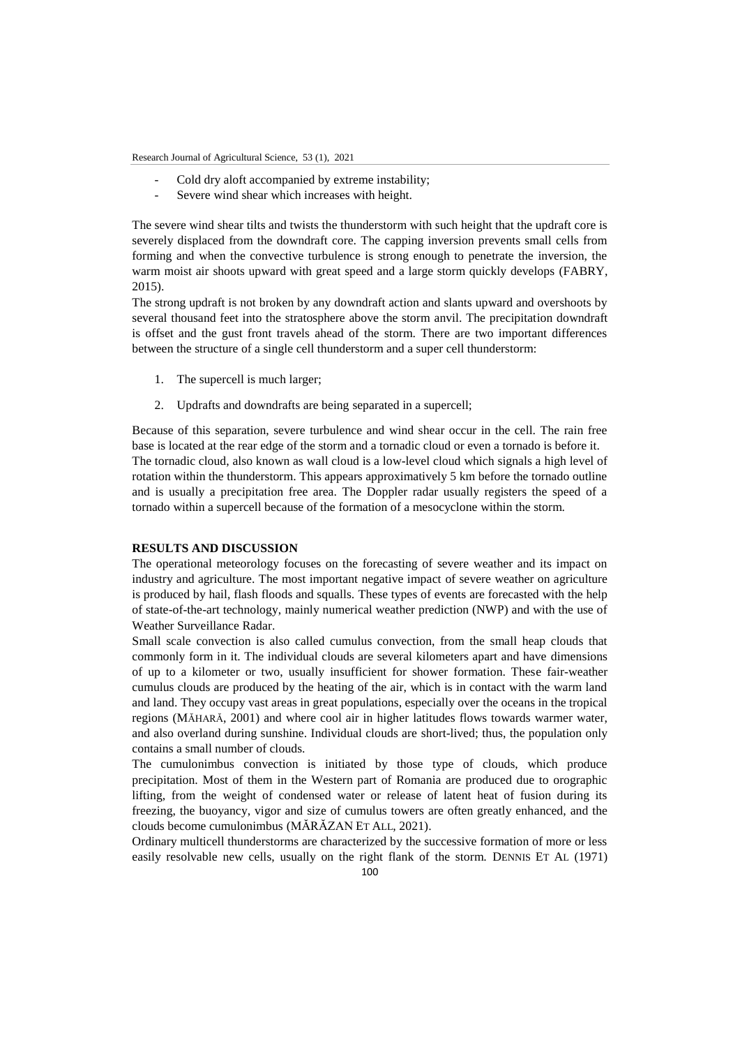- Cold dry aloft accompanied by extreme instability;
- Severe wind shear which increases with height.

The severe wind shear tilts and twists the thunderstorm with such height that the updraft core is severely displaced from the downdraft core. The capping inversion prevents small cells from forming and when the convective turbulence is strong enough to penetrate the inversion, the warm moist air shoots upward with great speed and a large storm quickly develops (FABRY, 2015).

The strong updraft is not broken by any downdraft action and slants upward and overshoots by several thousand feet into the stratosphere above the storm anvil. The precipitation downdraft is offset and the gust front travels ahead of the storm. There are two important differences between the structure of a single cell thunderstorm and a super cell thunderstorm:

1. The supercell is much larger;
2. Updrafts and downdrafts are being separated in a supercell;

Because of this separation, severe turbulence and wind shear occur in the cell. The rain free base is located at the rear edge of the storm and a tornadic cloud or even a tornado is before it. The tornadic cloud, also known as wall cloud is a low-level cloud which signals a high level of rotation within the thunderstorm. This appears approximatively 5 km before the tornado outline and is usually a precipitation free area. The Doppler radar usually registers the speed of a tornado within a supercell because of the formation of a mesocyclone within the storm.

## RESULTS AND DISCUSSION

The operational meteorology focuses on the forecasting of severe weather and its impact on industry and agriculture. The most important negative impact of severe weather on agriculture is produced by hail, flash floods and squalls. These types of events are forecasted with the help of state-of-the-art technology, mainly numerical weather prediction (NWP) and with the use of Weather Surveillance Radar.

Small scale convection is also called cumulus convection, from the small heap clouds that commonly form in it. The individual clouds are several kilometers apart and have dimensions of up to a kilometer or two, usually insufficient for shower formation. These fair-weather cumulus clouds are produced by the heating of the air, which is in contact with the warm land and land. They occupy vast areas in great populations, especially over the oceans in the tropical regions (MĂHARĂ, 2001) and where cool air in higher latitudes flows towards warmer water, and also overland during sunshine. Individual clouds are short-lived; thus, the population only contains a small number of clouds.

The cumulonimbus convection is initiated by those type of clouds, which produce precipitation. Most of them in the Western part of Romania are produced due to orographic lifting, from the weight of condensed water or release of latent heat of fusion during its freezing, the buoyancy, vigor and size of cumulus towers are often greatly enhanced, and the clouds become cumulonimbus (MĂRĂZAN ET ALL, 2021).

Ordinary multicell thunderstorms are characterized by the successive formation of more or less easily resolvable new cells, usually on the right flank of the storm. DENNIS ET AL (1971)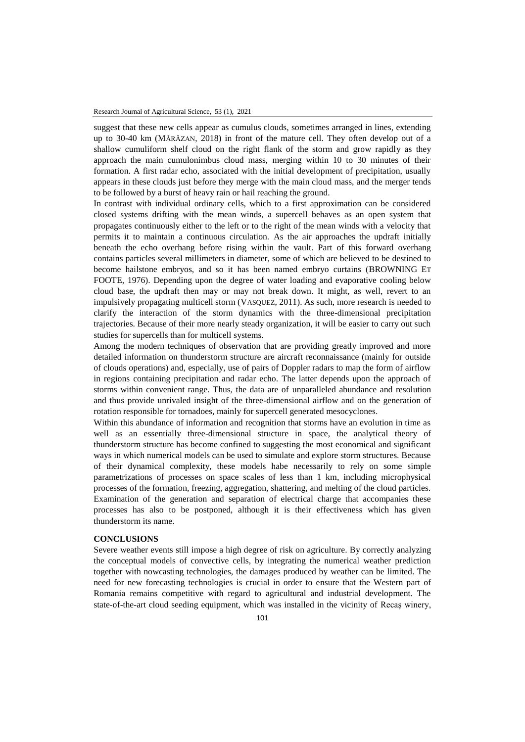suggest that these new cells appear as cumulus clouds, sometimes arranged in lines, extending up to 30-40 km (MĂRĂZAN, 2018) in front of the mature cell. They often develop out of a shallow cumuliform shelf cloud on the right flank of the storm and grow rapidly as they approach the main cumulonimbus cloud mass, merging within 10 to 30 minutes of their formation. A first radar echo, associated with the initial development of precipitation, usually appears in these clouds just before they merge with the main cloud mass, and the merger tends to be followed by a burst of heavy rain or hail reaching the ground.

In contrast with individual ordinary cells, which to a first approximation can be considered closed systems drifting with the mean winds, a supercell behaves as an open system that propagates continuously either to the left or to the right of the mean winds with a velocity that permits it to maintain a continuous circulation. As the air approaches the updraft initially beneath the echo overhang before rising within the vault. Part of this forward overhang contains particles several millimeters in diameter, some of which are believed to be destined to become hailstone embryos, and so it has been named embryo curtains (BROWNING ET FOOTE, 1976). Depending upon the degree of water loading and evaporative cooling below cloud base, the updraft then may or may not break down. It might, as well, revert to an impulsively propagating multicell storm (VASQUEZ, 2011). As such, more research is needed to clarify the interaction of the storm dynamics with the three-dimensional precipitation trajectories. Because of their more nearly steady organization, it will be easier to carry out such studies for supercells than for multicell systems.

Among the modern techniques of observation that are providing greatly improved and more detailed information on thunderstorm structure are aircraft reconnaissance (mainly for outside of clouds operations) and, especially, use of pairs of Doppler radars to map the form of airflow in regions containing precipitation and radar echo. The latter depends upon the approach of storms within convenient range. Thus, the data are of unparalleled abundance and resolution and thus provide unrivaled insight of the three-dimensional airflow and on the generation of rotation responsible for tornadoes, mainly for supercell generated mesocyclones.

Within this abundance of information and recognition that storms have an evolution in time as well as an essentially three-dimensional structure in space, the analytical theory of thunderstorm structure has become confined to suggesting the most economical and significant ways in which numerical models can be used to simulate and explore storm structures. Because of their dynamical complexity, these models habe necessarily to rely on some simple parametrizations of processes on space scales of less than 1 km, including microphysical processes of the formation, freezing, aggregation, shattering, and melting of the cloud particles. Examination of the generation and separation of electrical charge that accompanies these processes has also to be postponed, although it is their effectiveness which has given thunderstorm its name.

## CONCLUSIONS

Severe weather events still impose a high degree of risk on agriculture. By correctly analyzing the conceptual models of convective cells, by integrating the numerical weather prediction together with nowcasting technologies, the damages produced by weather can be limited. The need for new forecasting technologies is crucial in order to ensure that the Western part of Romania remains competitive with regard to agricultural and industrial development. The state-of-the-art cloud seeding equipment, which was installed in the vicinity of Recaş winery,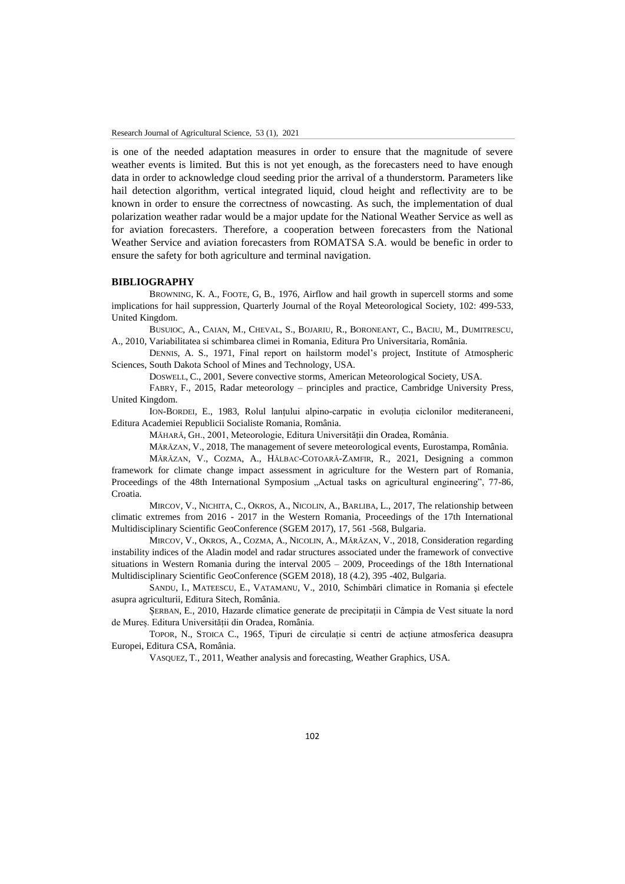is one of the needed adaptation measures in order to ensure that the magnitude of severe weather events is limited. But this is not yet enough, as the forecasters need to have enough data in order to acknowledge cloud seeding prior the arrival of a thunderstorm. Parameters like hail detection algorithm, vertical integrated liquid, cloud height and reflectivity are to be known in order to ensure the correctness of nowcasting. As such, the implementation of dual polarization weather radar would be a major update for the National Weather Service as well as for aviation forecasters. Therefore, a cooperation between forecasters from the National Weather Service and aviation forecasters from ROMATSA S.A. would be benefic in order to ensure the safety for both agriculture and terminal navigation.

## BIBLIOGRAPHY

BROWNING, K. A., FOOTE, G, B., 1976, Airflow and hail growth in supercell storms and some implications for hail suppression, Quarterly Journal of the Royal Meteorological Society, 102: 499-533, United Kingdom.

BUSUIOC, A., CAIAN, M., CHEVAL, S., BOJARIU, R., BORONEANT, C., BACIU, M., DUMITRESCU, A., 2010, Variabilitatea si schimbarea climei in Romania, Editura Pro Universitaria, România.

DENNIS, A. S., 1971, Final report on hailstorm model's project, Institute of Atmospheric Sciences, South Dakota School of Mines and Technology, USA.

DOSWELL, C., 2001, Severe convective storms, American Meteorological Society, USA.

FABRY, F., 2015, Radar meteorology – principles and practice, Cambridge University Press, United Kingdom.

ION-BORDEI, E., 1983, Rolul lanțului alpino-carpatic in evoluția ciclonilor mediteraneeni, Editura Academiei Republicii Socialiste Romania, România.

MĂHARĂ, GH., 2001, Meteorologie, Editura Universității din Oradea, România.

MĂRĂZAN, V., 2018, The management of severe meteorological events, Eurostampa, România.

MĂRĂZAN, V., COZMA, A., HĂLBAC-COTOARĂ-ZAMFIR, R., 2021, Designing a common framework for climate change impact assessment in agriculture for the Western part of Romania, Proceedings of the 48th International Symposium „Actual tasks on agricultural engineering", 77-86, Croatia.

MIRCOV, V., NICHITA, C., OKROS, A., NICOLIN, A., BARLIBA, L., 2017, The relationship between climatic extremes from 2016 - 2017 in the Western Romania, Proceedings of the 17th International Multidisciplinary Scientific GeoConference (SGEM 2017), 17, 561 -568, Bulgaria.

MIRCOV, V., OKROS, A., COZMA, A., NICOLIN, A., MĂRĂZAN, V., 2018, Consideration regarding instability indices of the Aladin model and radar structures associated under the framework of convective situations in Western Romania during the interval 2005 – 2009, Proceedings of the 18th International Multidisciplinary Scientific GeoConference (SGEM 2018), 18 (4.2), 395 -402, Bulgaria.

SANDU, I., MATEESCU, E., VATAMANU, V., 2010, Schimbări climatice in Romania şi efectele asupra agriculturii, Editura Sitech, România.

ȘERBAN, E., 2010, Hazarde climatice generate de precipitații in Câmpia de Vest situate la nord de Mureș. Editura Universității din Oradea, România.

TOPOR, N., STOICA C., 1965, Tipuri de circulație si centri de acțiune atmosferica deasupra Europei, Editura CSA, România.

VASQUEZ, T., 2011, Weather analysis and forecasting, Weather Graphics, USA.